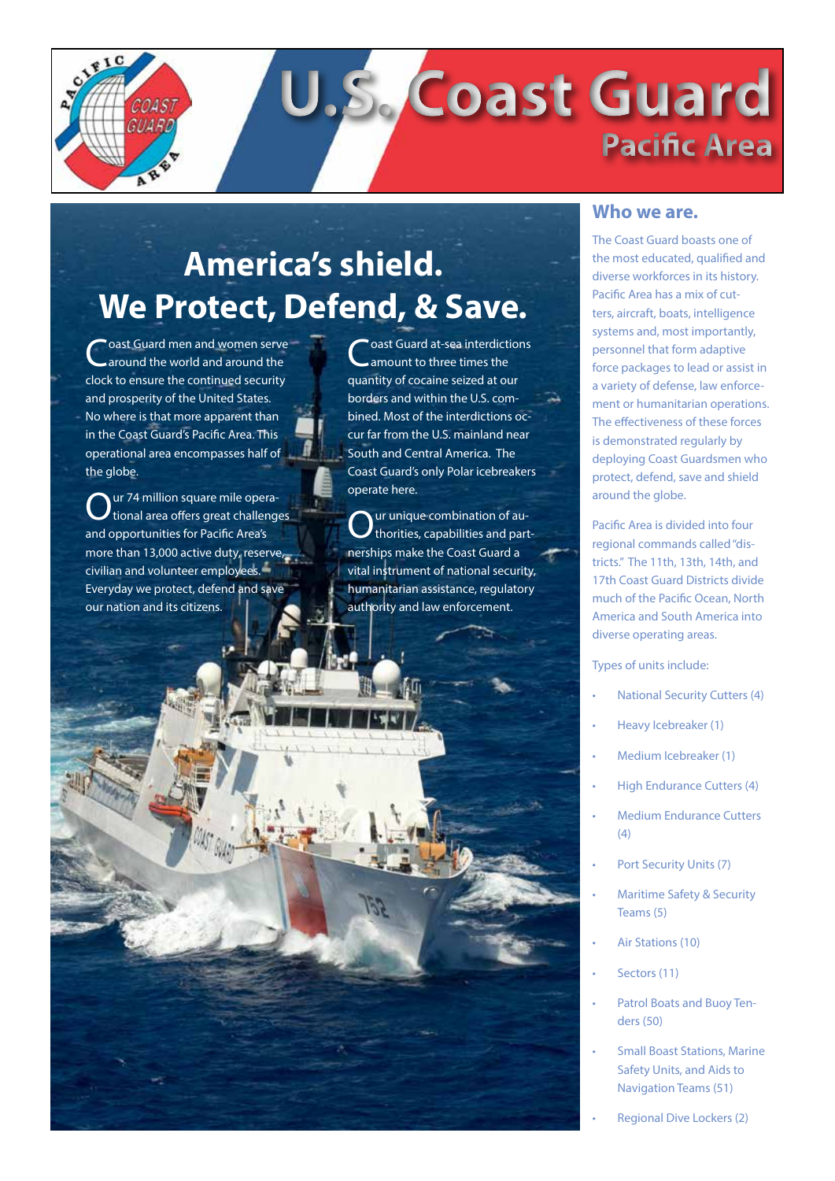# U.S. Coast Guard
## Pacific Area

## America's shield. We Protect, Defend, & Save.

Coast Guard men and women serve around the world and around the clock to ensure the continued security and prosperity of the United States. No where is that more apparent than in the Coast Guard's Pacific Area. This operational area encompasses half of the globe.

Our 74 million square mile operational area offers great challenges and opportunities for Pacific Area's more than 13,000 active duty, reserve, civilian and volunteer employees. Everyday we protect, defend and save our nation and its citizens.

Coast Guard at-sea interdictions amount to three times the quantity of cocaine seized at our borders and within the U.S. combined. Most of the interdictions occur far from the U.S. mainland near South and Central America. The Coast Guard's only Polar icebreakers operate here.

Our unique combination of authorities, capabilities and partnerships make the Coast Guard a vital instrument of national security, humanitarian assistance, regulatory authority and law enforcement.

## Who we are.

The Coast Guard boasts one of the most educated, qualified and diverse workforces in its history. Pacific Area has a mix of cutters, aircraft, boats, intelligence systems and, most importantly, personnel that form adaptive force packages to lead or assist in a variety of defense, law enforcement or humanitarian operations. The effectiveness of these forces is demonstrated regularly by deploying Coast Guardsmen who protect, defend, save and shield around the globe.

Pacific Area is divided into four regional commands called "districts." The 11th, 13th, 14th, and 17th Coast Guard Districts divide much of the Pacific Ocean, North America and South America into diverse operating areas.

Types of units include:

- National Security Cutters (4)
- Heavy Icebreaker (1)
- Medium Icebreaker (1)
- High Endurance Cutters (4)
- Medium Endurance Cutters (4)
- Port Security Units (7)
- Maritime Safety & Security Teams (5)
- Air Stations (10)
- Sectors (11)
- Patrol Boats and Buoy Tenders (50)
- Small Boast Stations, Marine Safety Units, and Aids to Navigation Teams (51)
- Regional Dive Lockers (2)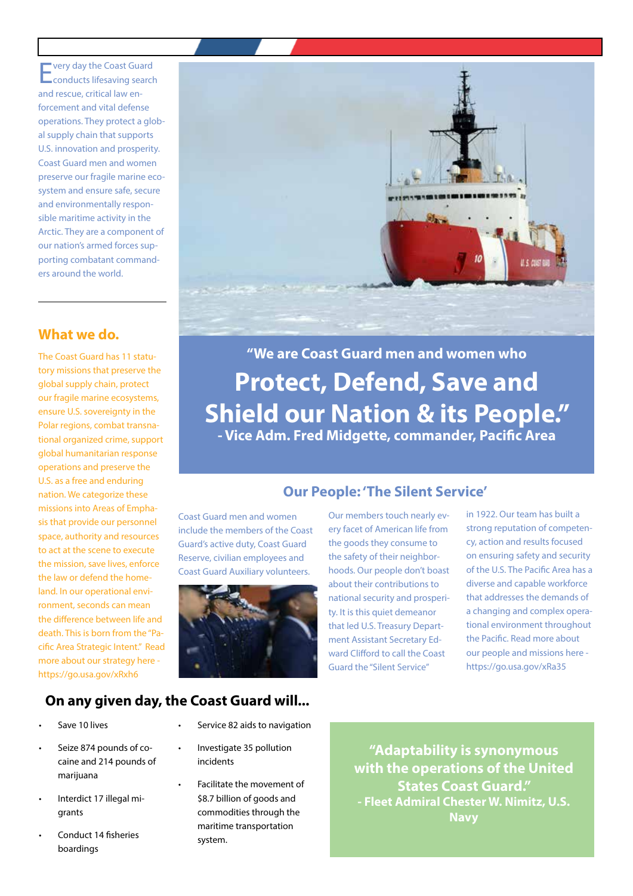Every day the Coast Guard conducts lifesaving search and rescue, critical law enforcement and vital defense operations. They protect a global supply chain that supports U.S. innovation and prosperity. Coast Guard men and women preserve our fragile marine ecosystem and ensure safe, secure and environmentally responsible maritime activity in the Arctic. They are a component of our nation's armed forces supporting combatant commanders around the world.

## What we do.

The Coast Guard has 11 statutory missions that preserve the global supply chain, protect our fragile marine ecosystems, ensure U.S. sovereignty in the Polar regions, combat transnational organized crime, support global humanitarian response operations and preserve the U.S. as a free and enduring nation. We categorize these missions into Areas of Emphasis that provide our personnel space, authority and resources to act at the scene to execute the mission, save lives, enforce the law or defend the homeland. In our operational environment, seconds can mean the difference between life and death. This is born from the "Pacific Area Strategic Intent." Read more about our strategy here - https://go.usa.gov/xRxh6

**"We are Coast Guard men and women who**

# Protect, Defend, Save and Shield our Nation & its People."

**- Vice Adm. Fred Midgette, commander, Pacific Area**

## Our People: 'The Silent Service'

Coast Guard men and women include the members of the Coast Guard's active duty, Coast Guard Reserve, civilian employees and Coast Guard Auxiliary volunteers.

Our members touch nearly every facet of American life from the goods they consume to the safety of their neighborhoods. Our people don't boast about their contributions to national security and prosperity. It is this quiet demeanor that led U.S. Treasury Department Assistant Secretary Edward Clifford to call the Coast Guard the "Silent Service" in 1922. Our team has built a strong reputation of competency, action and results focused on ensuring safety and security of the U.S. The Pacific Area has a diverse and capable workforce that addresses the demands of a changing and complex operational environment throughout the Pacific. Read more about our people and missions here - https://go.usa.gov/xRa35

## On any given day, the Coast Guard will...

- Save 10 lives
- Seize 874 pounds of cocaine and 214 pounds of marijuana
- Interdict 17 illegal migrants
- Conduct 14 fisheries boardings
- Service 82 aids to navigation
- Investigate 35 pollution incidents
- Facilitate the movement of $8.7 billion of goods and commodities through the maritime transportation system.

**"Adaptability is synonymous with the operations of the United States Coast Guard."**
**- Fleet Admiral Chester W. Nimitz, U.S. Navy**